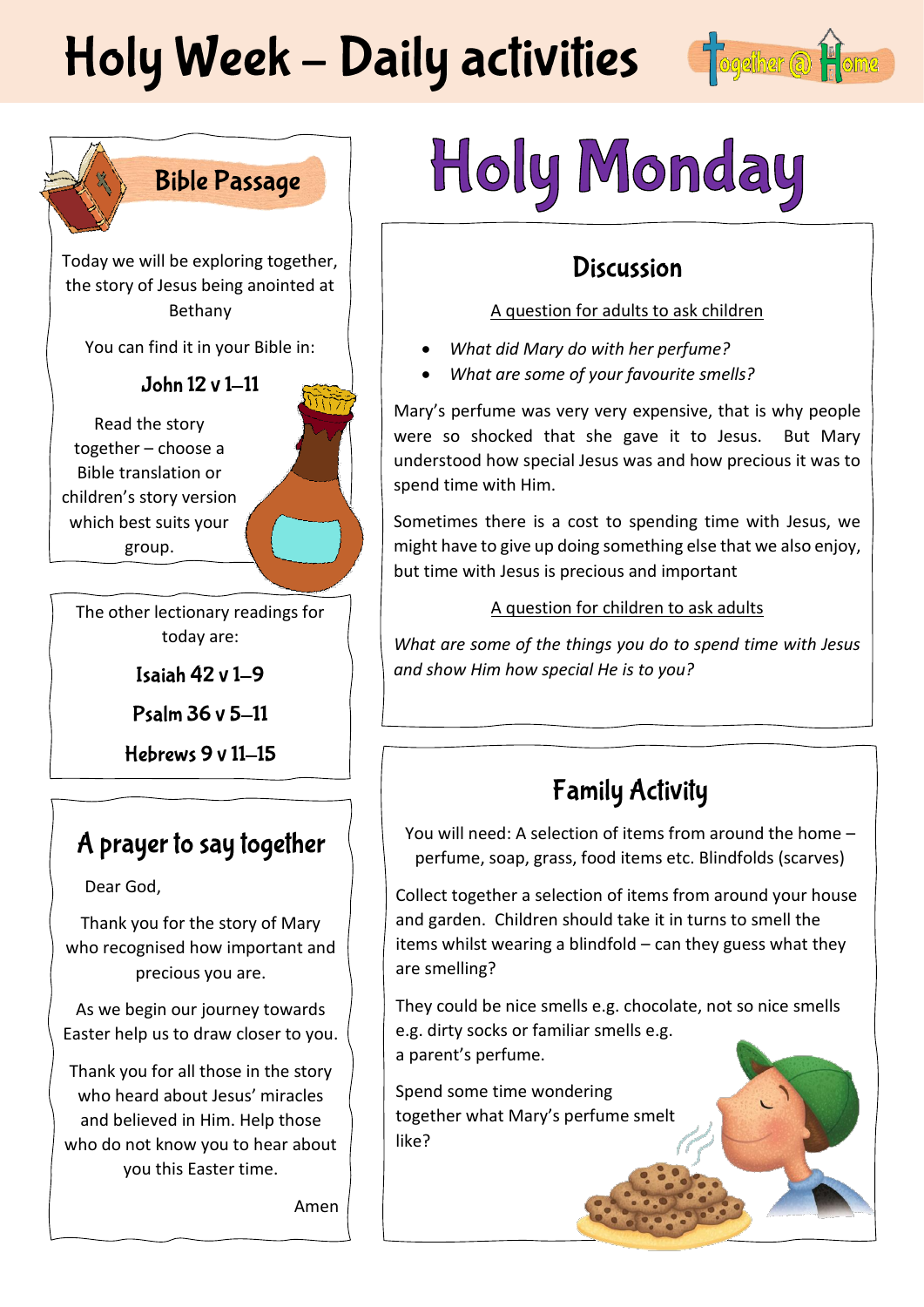# Holy Week – Daily activities

Together @ Home

## Bible Passage

Today we will be exploring together, the story of Jesus being anointed at Bethany

You can find it in your Bible in:

**John 12 v 1–11**

Read the story together – choose a Bible translation or children's story version which best suits your group.

The other lectionary readings for today are:

**Isaiah 42 v 1–9**

**Psalm 36 v 5–11**

**Hebrews 9 v 11–15**

## A prayer to say together

Dear God,

Thank you for the story of Mary who recognised how important and precious you are.

As we begin our journey towards Easter help us to draw closer to you.

Thank you for all those in the story who heard about Jesus' miracles and believed in Him. Help those who do not know you to hear about you this Easter time.

Amen

# Holy Monday

## Discussion

A question for adults to ask children

- *What did Mary do with her perfume?*
- *What are some of your favourite smells?*

Mary's perfume was very very expensive, that is why people were so shocked that she gave it to Jesus. But Mary understood how special Jesus was and how precious it was to spend time with Him.

Sometimes there is a cost to spending time with Jesus, we might have to give up doing something else that we also enjoy, but time with Jesus is precious and important

A question for children to ask adults

*What are some of the things you do to spend time with Jesus and show Him how special He is to you?*

## Family Activity

You will need: A selection of items from around the home – perfume, soap, grass, food items etc. Blindfolds (scarves)

Collect together a selection of items from around your house and garden. Children should take it in turns to smell the items whilst wearing a blindfold – can they guess what they are smelling?

They could be nice smells e.g. chocolate, not so nice smells e.g. dirty socks or familiar smells e.g. a parent's perfume.

Spend some time wondering together what Mary's perfume smelt like?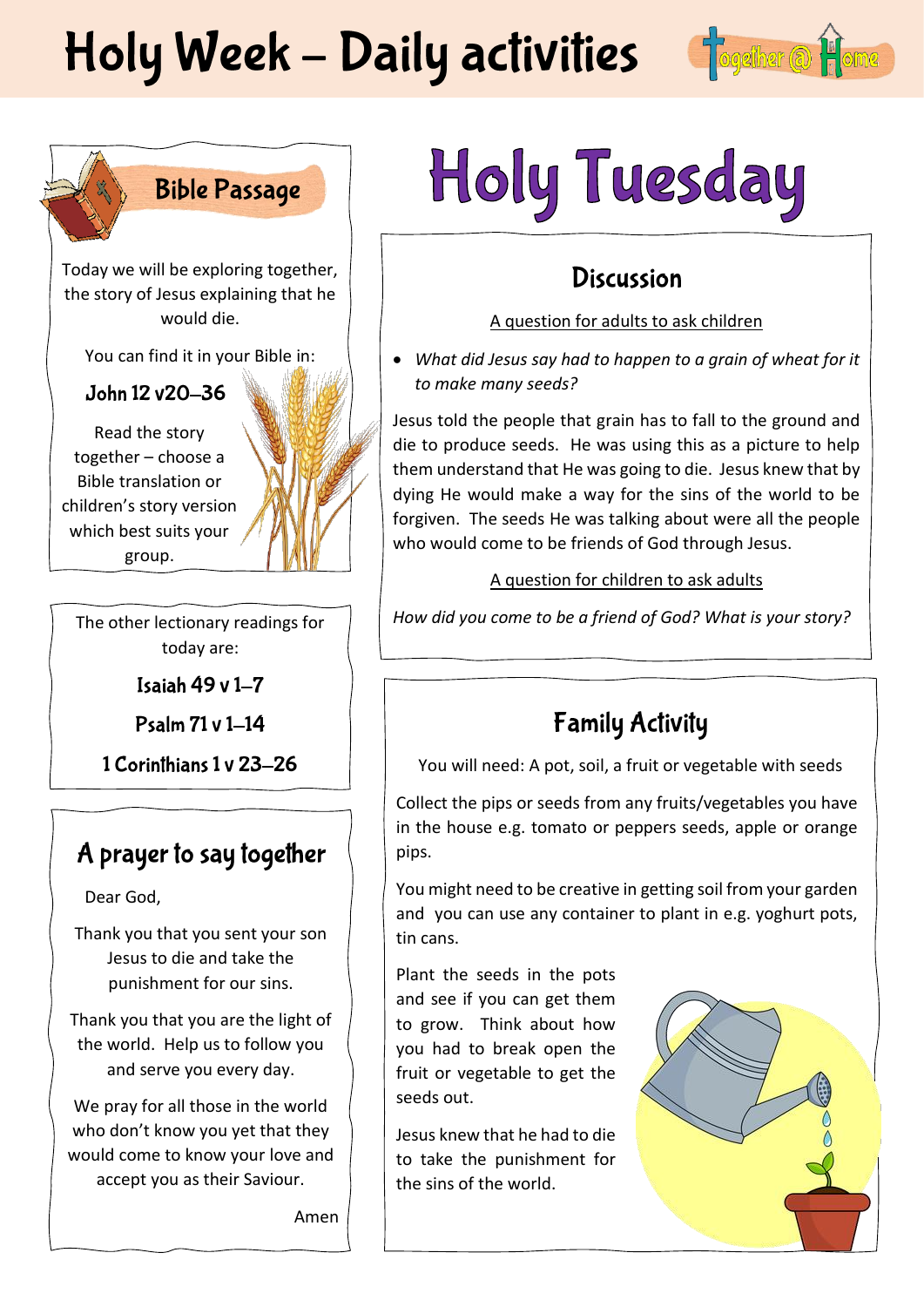# Holy Week – Daily activities

Together @ Home

## Bible Passage

Today we will be exploring together, the story of Jesus explaining that he would die.

You can find it in your Bible in:

**John 12 v20–36**

Read the story together – choose a Bible translation or children's story version which best suits your group.

The other lectionary readings for today are:

**Isaiah 49 v 1–7**

**Psalm 71 v 1–14**

**1 Corinthians 1 v 23–26**

## A prayer to say together

Dear God,

Thank you that you sent your son Jesus to die and take the punishment for our sins.

Thank you that you are the light of the world. Help us to follow you and serve you every day.

We pray for all those in the world who don't know you yet that they would come to know your love and accept you as their Saviour.

Amen

# Holy Tuesday

## Discussion

A question for adults to ask children

- *What did Jesus say had to happen to a grain of wheat for it to make many seeds?*

Jesus told the people that grain has to fall to the ground and die to produce seeds. He was using this as a picture to help them understand that He was going to die. Jesus knew that by dying He would make a way for the sins of the world to be forgiven. The seeds He was talking about were all the people who would come to be friends of God through Jesus.

A question for children to ask adults

*How did you come to be a friend of God? What is your story?*

## Family Activity

You will need: A pot, soil, a fruit or vegetable with seeds

Collect the pips or seeds from any fruits/vegetables you have in the house e.g. tomato or peppers seeds, apple or orange pips.

You might need to be creative in getting soil from your garden and you can use any container to plant in e.g. yoghurt pots, tin cans.

Plant the seeds in the pots and see if you can get them to grow. Think about how you had to break open the fruit or vegetable to get the seeds out.

Jesus knew that he had to die to take the punishment for the sins of the world.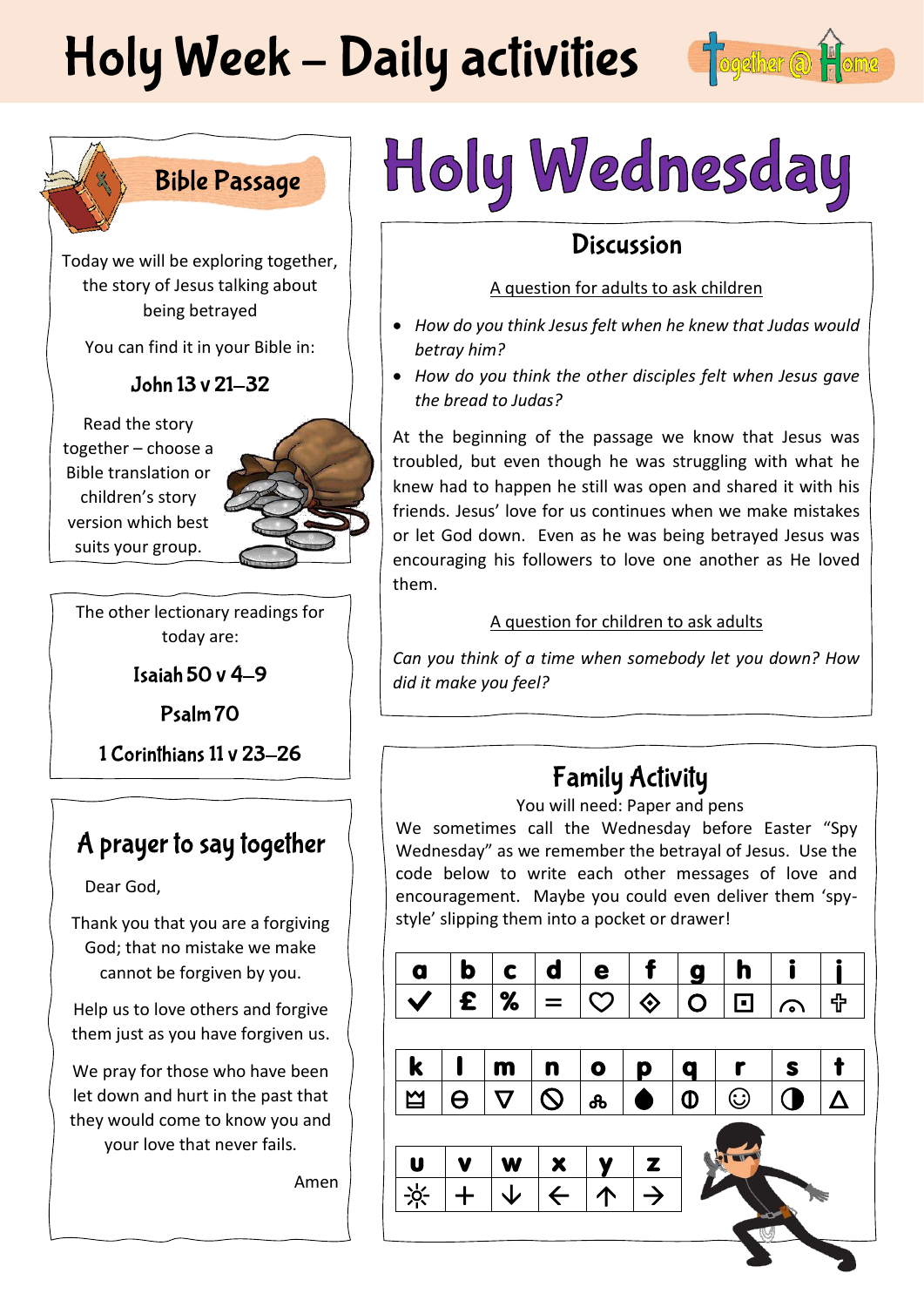# Holy Week – Daily activities

## Bible Passage

Today we will be exploring together, the story of Jesus talking about being betrayed

You can find it in your Bible in:

**John 13 v 21–32**

Read the story together – choose a Bible translation or children's story version which best suits your group.

The other lectionary readings for today are:

**Isaiah 50 v 4–9**

**Psalm 70**

**1 Corinthians 11 v 23–26**

## A prayer to say together

Dear God,

Thank you that you are a forgiving God; that no mistake we make cannot be forgiven by you.

Help us to love others and forgive them just as you have forgiven us.

We pray for those who have been let down and hurt in the past that they would come to know you and your love that never fails.

Amen

# Holy Wednesday

## Discussion

A question for adults to ask children

- *How do you think Jesus felt when he knew that Judas would betray him?*
- *How do you think the other disciples felt when Jesus gave the bread to Judas?*

At the beginning of the passage we know that Jesus was troubled, but even though he was struggling with what he knew had to happen he still was open and shared it with his friends. Jesus' love for us continues when we make mistakes or let God down. Even as he was being betrayed Jesus was encouraging his followers to love one another as He loved them.

A question for children to ask adults

*Can you think of a time when somebody let you down? How did it make you feel?*

## Family Activity

You will need: Paper and pens

We sometimes call the Wednesday before Easter "Spy Wednesday" as we remember the betrayal of Jesus. Use the code below to write each other messages of love and encouragement. Maybe you could even deliver them 'spy-style' slipping them into a pocket or drawer!

| a | b | c | d | e | f | g | h | i | j |
|---|---|---|---|---|---|---|---|---|---|
| ✔ | £ | % | = | ♡ | ⟐ | ○ | ⊡ | ◠ | ♱ |

| k | l | m | n | o | p | q | r | s | t |
|---|---|---|---|---|---|---|---|---|---|
| ♕ | ⊖ | ▽ | ⃠ | ஃ | ● | ◑ | ☺ | ◐ | △ |

| u | v | w | x | y | z |
|---|---|---|---|---|---|
| ☼ | + | ↓ | ← | ↑ | → |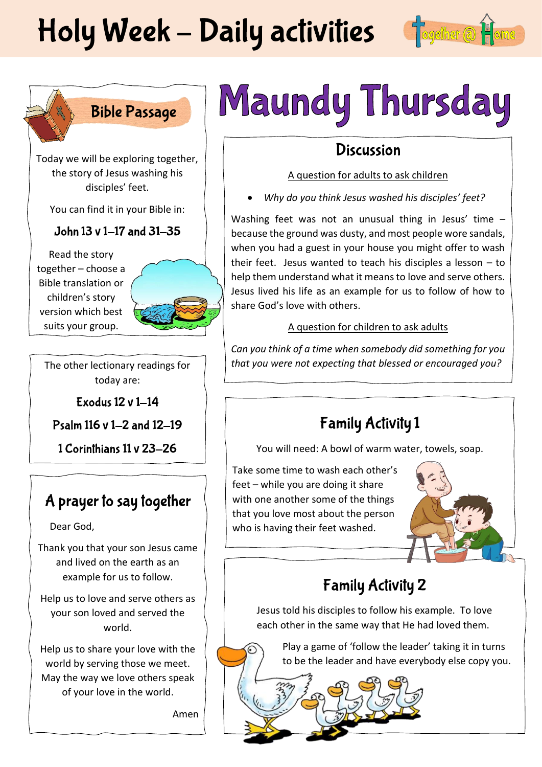# Holy Week – Daily activities

Together @ Home

## Bible Passage

Today we will be exploring together, the story of Jesus washing his disciples' feet.

You can find it in your Bible in:

**John 13 v 1–17 and 31–35**

Read the story together – choose a Bible translation or children's story version which best suits your group.

The other lectionary readings for today are:

**Exodus 12 v 1–14**

**Psalm 116 v 1–2 and 12–19**

**1 Corinthians 11 v 23–26**

## A prayer to say together

Dear God,

Thank you that your son Jesus came and lived on the earth as an example for us to follow.

Help us to love and serve others as your son loved and served the world.

Help us to share your love with the world by serving those we meet. May the way we love others speak of your love in the world.

Amen

# Maundy Thursday

## Discussion

A question for adults to ask children

- *Why do you think Jesus washed his disciples' feet?*

Washing feet was not an unusual thing in Jesus' time – because the ground was dusty, and most people wore sandals, when you had a guest in your house you might offer to wash their feet. Jesus wanted to teach his disciples a lesson – to help them understand what it means to love and serve others. Jesus lived his life as an example for us to follow of how to share God's love with others.

A question for children to ask adults

*Can you think of a time when somebody did something for you that you were not expecting that blessed or encouraged you?*

## Family Activity 1

You will need: A bowl of warm water, towels, soap.

Take some time to wash each other's feet – while you are doing it share with one another some of the things that you love most about the person who is having their feet washed.

## Family Activity 2

Jesus told his disciples to follow his example. To love each other in the same way that He had loved them.

Play a game of 'follow the leader' taking it in turns to be the leader and have everybody else copy you.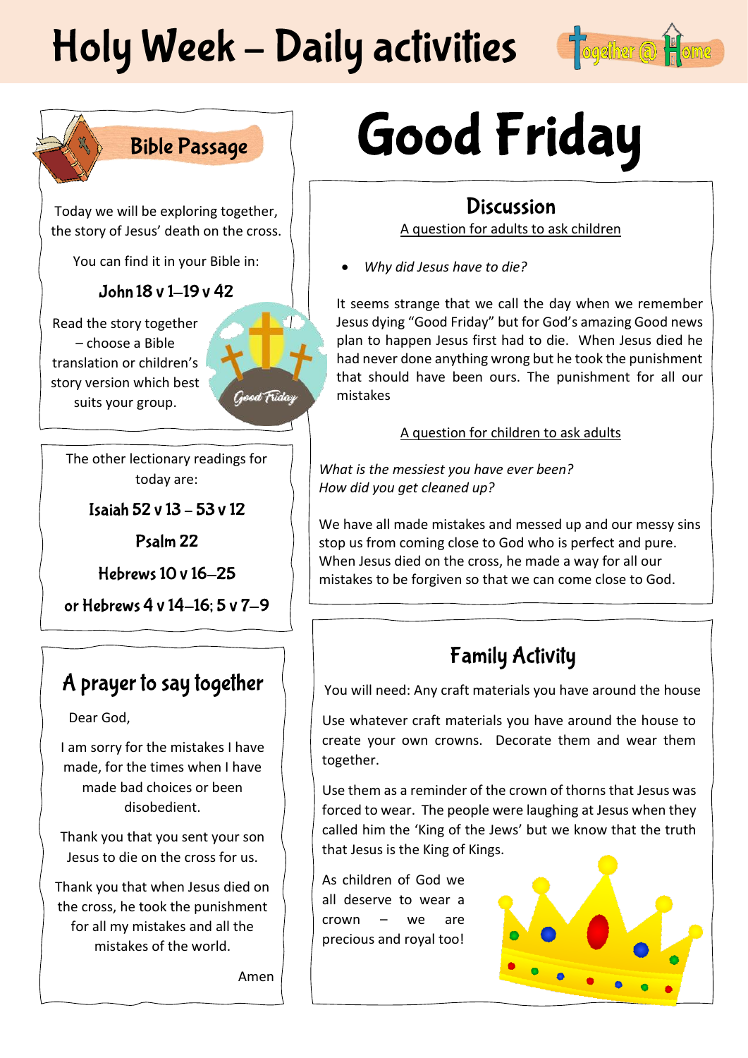# Holy Week – Daily activities

# Good Friday

## Bible Passage

Today we will be exploring together, the story of Jesus' death on the cross.

You can find it in your Bible in:

**John 18 v 1–19 v 42**

Read the story together – choose a Bible translation or children's story version which best suits your group.

The other lectionary readings for today are:

**Isaiah 52 v 13 – 53 v 12**

**Psalm 22**

**Hebrews 10 v 16–25**

**or Hebrews 4 v 14–16; 5 v 7–9**

## A prayer to say together

Dear God,

I am sorry for the mistakes I have made, for the times when I have made bad choices or been disobedient.

Thank you that you sent your son Jesus to die on the cross for us.

Thank you that when Jesus died on the cross, he took the punishment for all my mistakes and all the mistakes of the world.

Amen

## Discussion

A question for adults to ask children

- *Why did Jesus have to die?*

It seems strange that we call the day when we remember Jesus dying "Good Friday" but for God's amazing Good news plan to happen Jesus first had to die. When Jesus died he had never done anything wrong but he took the punishment that should have been ours. The punishment for all our mistakes

A question for children to ask adults

*What is the messiest you have ever been?*
*How did you get cleaned up?*

We have all made mistakes and messed up and our messy sins stop us from coming close to God who is perfect and pure. When Jesus died on the cross, he made a way for all our mistakes to be forgiven so that we can come close to God.

## Family Activity

You will need: Any craft materials you have around the house

Use whatever craft materials you have around the house to create your own crowns. Decorate them and wear them together.

Use them as a reminder of the crown of thorns that Jesus was forced to wear. The people were laughing at Jesus when they called him the 'King of the Jews' but we know that the truth that Jesus is the King of Kings.

As children of God we all deserve to wear a crown – we are precious and royal too!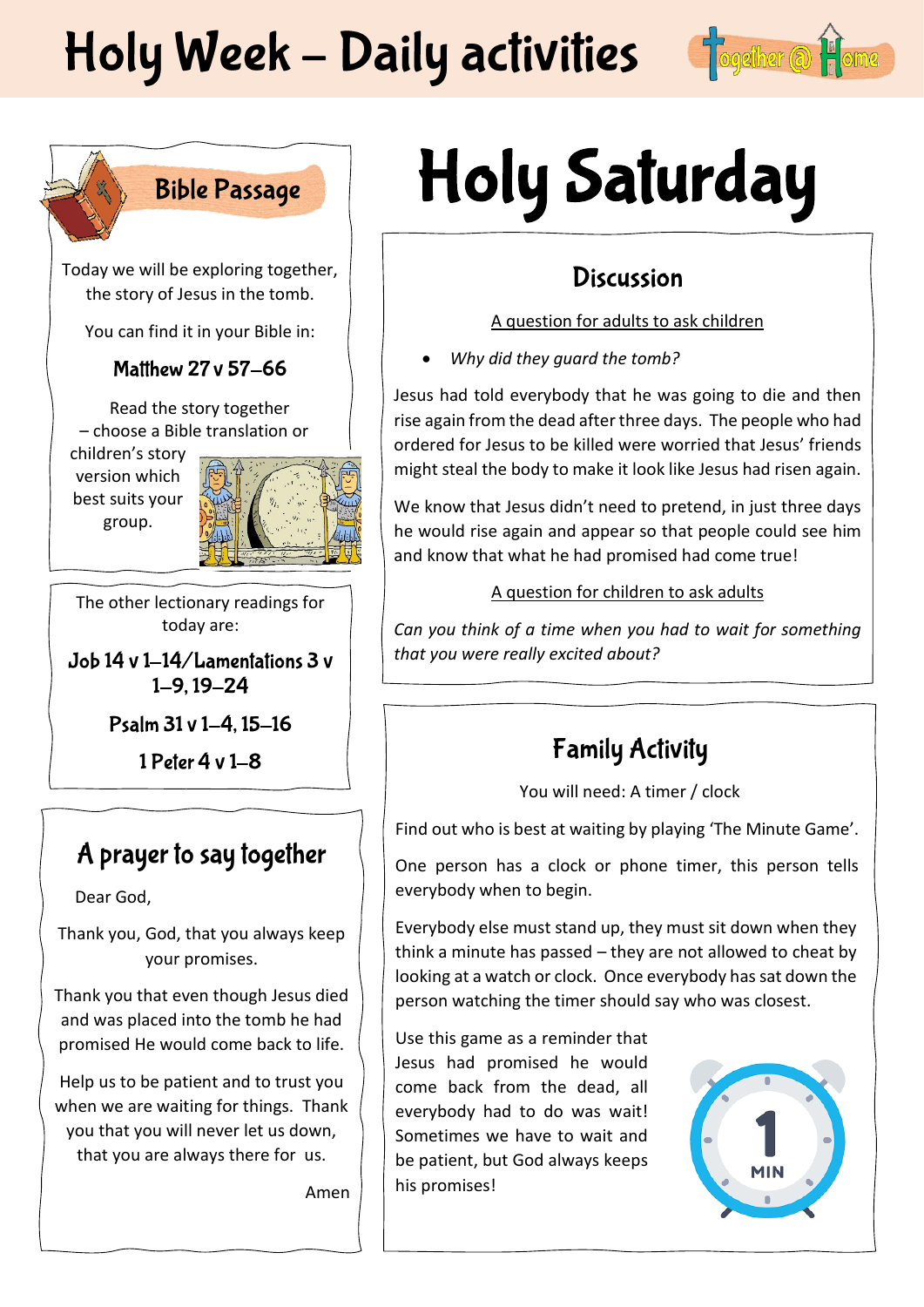# Holy Week – Daily activities

## Bible Passage

Today we will be exploring together, the story of Jesus in the tomb.

You can find it in your Bible in:

**Matthew 27 v 57–66**

Read the story together – choose a Bible translation or children's story version which best suits your group.

The other lectionary readings for today are:

**Job 14 v 1–14/Lamentations 3 v 1–9, 19–24**

**Psalm 31 v 1–4, 15–16**

**1 Peter 4 v 1–8**

## A prayer to say together

Dear God,

Thank you, God, that you always keep your promises.

Thank you that even though Jesus died and was placed into the tomb he had promised He would come back to life.

Help us to be patient and to trust you when we are waiting for things. Thank you that you will never let us down, that you are always there for us.

Amen

# Holy Saturday

## Discussion

A question for adults to ask children

- *Why did they guard the tomb?*

Jesus had told everybody that he was going to die and then rise again from the dead after three days. The people who had ordered for Jesus to be killed were worried that Jesus' friends might steal the body to make it look like Jesus had risen again.

We know that Jesus didn't need to pretend, in just three days he would rise again and appear so that people could see him and know that what he had promised had come true!

A question for children to ask adults

*Can you think of a time when you had to wait for something that you were really excited about?*

## Family Activity

You will need: A timer / clock

Find out who is best at waiting by playing 'The Minute Game'.

One person has a clock or phone timer, this person tells everybody when to begin.

Everybody else must stand up, they must sit down when they think a minute has passed – they are not allowed to cheat by looking at a watch or clock. Once everybody has sat down the person watching the timer should say who was closest.

Use this game as a reminder that Jesus had promised he would come back from the dead, all everybody had to do was wait! Sometimes we have to wait and be patient, but God always keeps his promises!